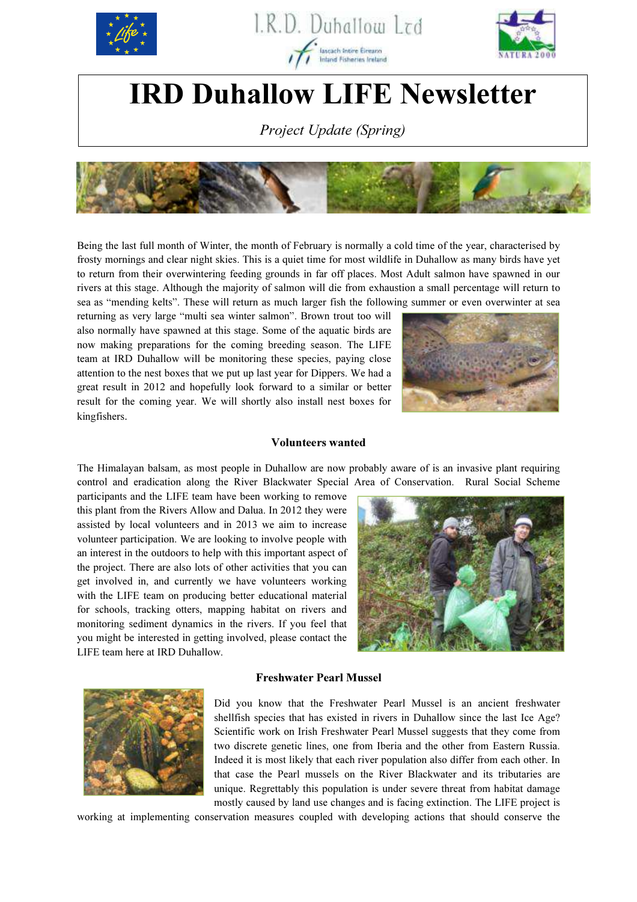I.R.D. Duhallow Ltd

# IRD Duhallow LIFE Newsletter

*Project Update (Spring)*

Being the last full month of Winter, the month of February is normally a cold time of the year, characterised by frosty mornings and clear night skies. This is a quiet time for most wildlife in Duhallow as many birds have yet to return from their overwintering feeding grounds in far off places. Most Adult salmon have spawned in our rivers at this stage. Although the majority of salmon will die from exhaustion a small percentage will return to sea as "mending kelts". These will return as much larger fish the following summer or even overwinter at sea returning as very large "multi sea winter salmon". Brown trout too will also normally have spawned at this stage. Some of the aquatic birds are now making preparations for the coming breeding season. The LIFE team at IRD Duhallow will be monitoring these species, paying close attention to the nest boxes that we put up last year for Dippers. We had a great result in 2012 and hopefully look forward to a similar or better result for the coming year. We will shortly also install nest boxes for kingfishers.

## Volunteers wanted

The Himalayan balsam, as most people in Duhallow are now probably aware of is an invasive plant requiring control and eradication along the River Blackwater Special Area of Conservation. Rural Social Scheme participants and the LIFE team have been working to remove this plant from the Rivers Allow and Dalua. In 2012 they were assisted by local volunteers and in 2013 we aim to increase volunteer participation. We are looking to involve people with an interest in the outdoors to help with this important aspect of the project. There are also lots of other activities that you can get involved in, and currently we have volunteers working with the LIFE team on producing better educational material for schools, tracking otters, mapping habitat on rivers and monitoring sediment dynamics in the rivers. If you feel that you might be interested in getting involved, please contact the LIFE team here at IRD Duhallow.

## Freshwater Pearl Mussel

Did you know that the Freshwater Pearl Mussel is an ancient freshwater shellfish species that has existed in rivers in Duhallow since the last Ice Age? Scientific work on Irish Freshwater Pearl Mussel suggests that they come from two discrete genetic lines, one from Iberia and the other from Eastern Russia. Indeed it is most likely that each river population also differ from each other. In that case the Pearl mussels on the River Blackwater and its tributaries are unique. Regrettably this population is under severe threat from habitat damage mostly caused by land use changes and is facing extinction. The LIFE project is working at implementing conservation measures coupled with developing actions that should conserve the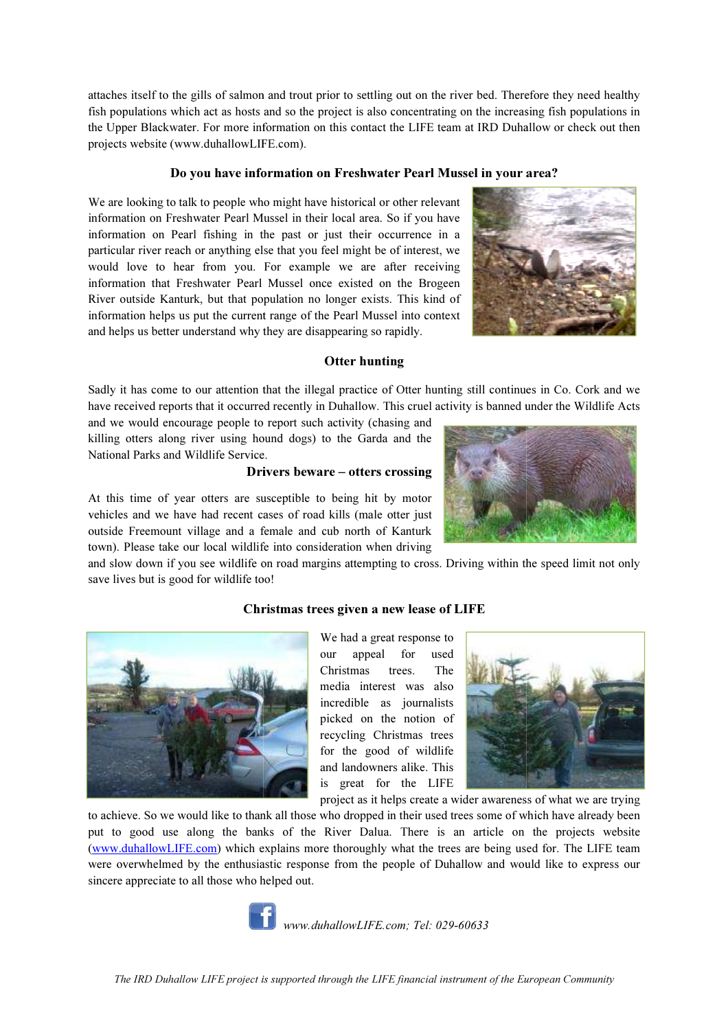attaches itself to the gills of salmon and trout prior to settling out on the river bed. Therefore they need healthy fish populations which act as hosts and so the project is also concentrating on the increasing fish populations in the Upper Blackwater. For more information on this contact the LIFE team at IRD Duhallow or check out then projects website (www.duhallowLIFE.com).

### Do you have information on Freshwater Pearl Mussel in your area?

We are looking to talk to people who might have historical or other relevant information on Freshwater Pearl Mussel in their local area. So if you have information on Pearl fishing in the past or just their occurrence in a particular river reach or anything else that you feel might be of interest, we would love to hear from you. For example we are after receiving information that Freshwater Pearl Mussel once existed on the Brogeen River outside Kanturk, but that population no longer exists. This kind of information helps us put the current range of the Pearl Mussel into context and helps us better understand why they are disappearing so rapidly.

### Otter hunting

Sadly it has come to our attention that the illegal practice of Otter hunting still continues in Co. Cork and we have received reports that it occurred recently in Duhallow. This cruel activity is banned under the Wildlife Acts and we would encourage people to report such activity (chasing and killing otters along river using hound dogs) to the Garda and the National Parks and Wildlife Service.

### Drivers beware – otters crossing

At this time of year otters are susceptible to being hit by motor vehicles and we have had recent cases of road kills (male otter just outside Freemount village and a female and cub north of Kanturk town). Please take our local wildlife into consideration when driving and slow down if you see wildlife on road margins attempting to cross. Driving within the speed limit not only save lives but is good for wildlife too!

### Christmas trees given a new lease of LIFE

We had a great response to our appeal for used Christmas trees. The media interest was also incredible as journalists picked on the notion of recycling Christmas trees for the good of wildlife and landowners alike. This is great for the LIFE project as it helps create a wider awareness of what we are trying to achieve. So we would like to thank all those who dropped in their used trees some of which have already been put to good use along the banks of the River Dalua. There is an article on the projects website (www.duhallowLIFE.com) which explains more thoroughly what the trees are being used for. The LIFE team were overwhelmed by the enthusiastic response from the people of Duhallow and would like to express our sincere appreciate to all those who helped out.

*www.duhallowLIFE.com; Tel: 029-60633*

*The IRD Duhallow LIFE project is supported through the LIFE financial instrument of the European Community*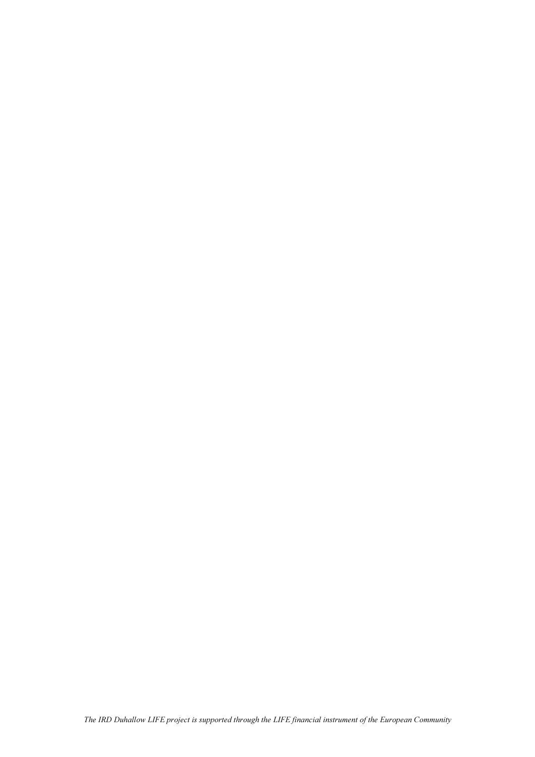*The IRD Duhallow LIFE project is supported through the LIFE financial instrument of the European Community*